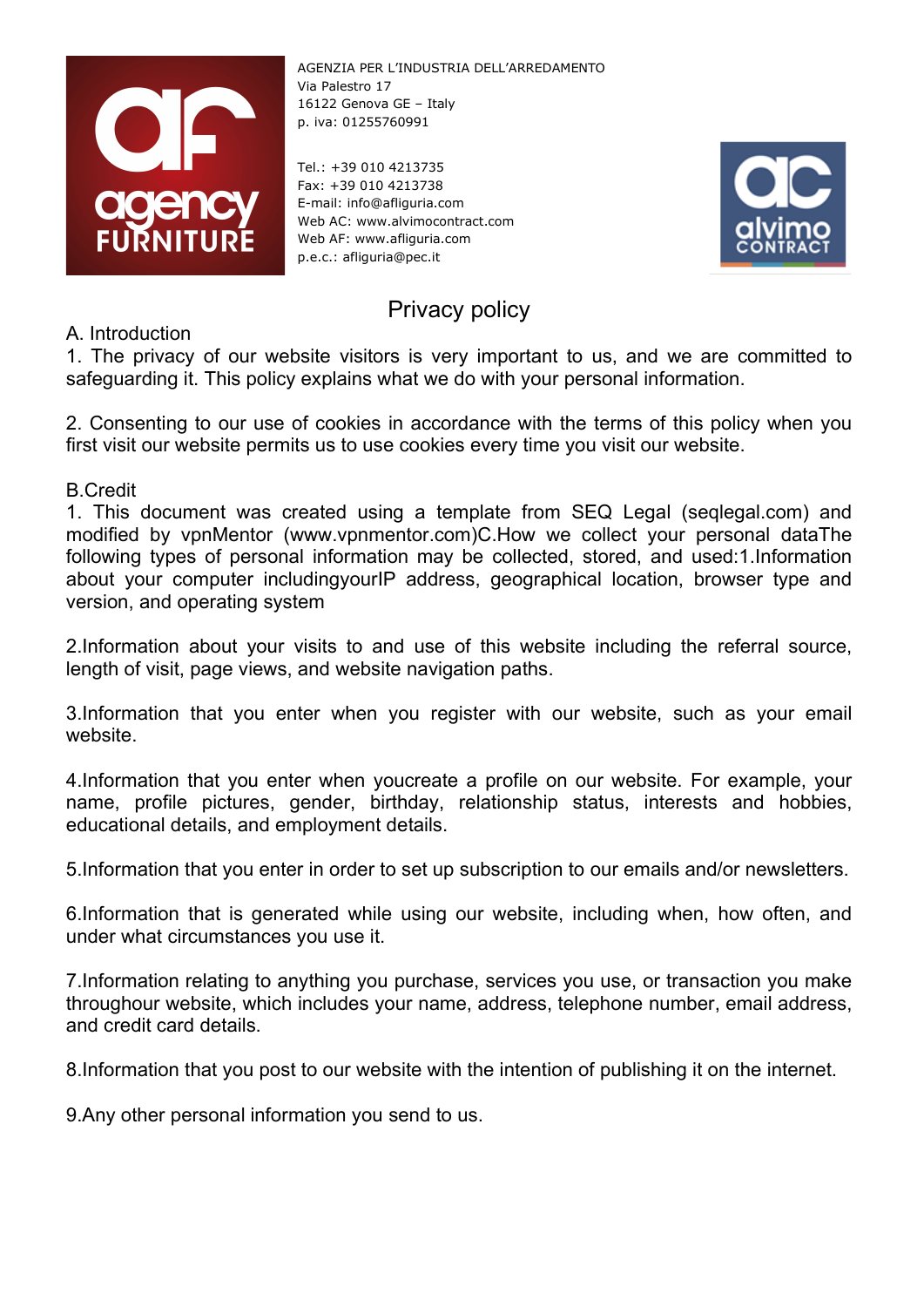agency FURNITURE

AGENZIA PER L'INDUSTRIA DELL'ARREDAMENTO
Via Palestro 17
16122 Genova GE – Italy
p. iva: 01255760991

Tel.: +39 010 4213735
Fax: +39 010 4213738
E-mail: info@afliguria.com
Web AC: www.alvimocontract.com
Web AF: www.afliguria.com
p.e.c.: afliguria@pec.it

alvimo CONTRACT

# Privacy policy

A. Introduction

1. The privacy of our website visitors is very important to us, and we are committed to safeguarding it. This policy explains what we do with your personal information.

2. Consenting to our use of cookies in accordance with the terms of this policy when you first visit our website permits us to use cookies every time you visit our website.

B.Credit

1. This document was created using a template from SEQ Legal (seqlegal.com) and modified by vpnMentor (www.vpnmentor.com)C.How we collect your personal dataThe following types of personal information may be collected, stored, and used:1.Information about your computer includingyourIP address, geographical location, browser type and version, and operating system

2.Information about your visits to and use of this website including the referral source, length of visit, page views, and website navigation paths.

3.Information that you enter when you register with our website, such as your email website.

4.Information that you enter when youcreate a profile on our website. For example, your name, profile pictures, gender, birthday, relationship status, interests and hobbies, educational details, and employment details.

5.Information that you enter in order to set up subscription to our emails and/or newsletters.

6.Information that is generated while using our website, including when, how often, and under what circumstances you use it.

7.Information relating to anything you purchase, services you use, or transaction you make throughour website, which includes your name, address, telephone number, email address, and credit card details.

8.Information that you post to our website with the intention of publishing it on the internet.

9.Any other personal information you send to us.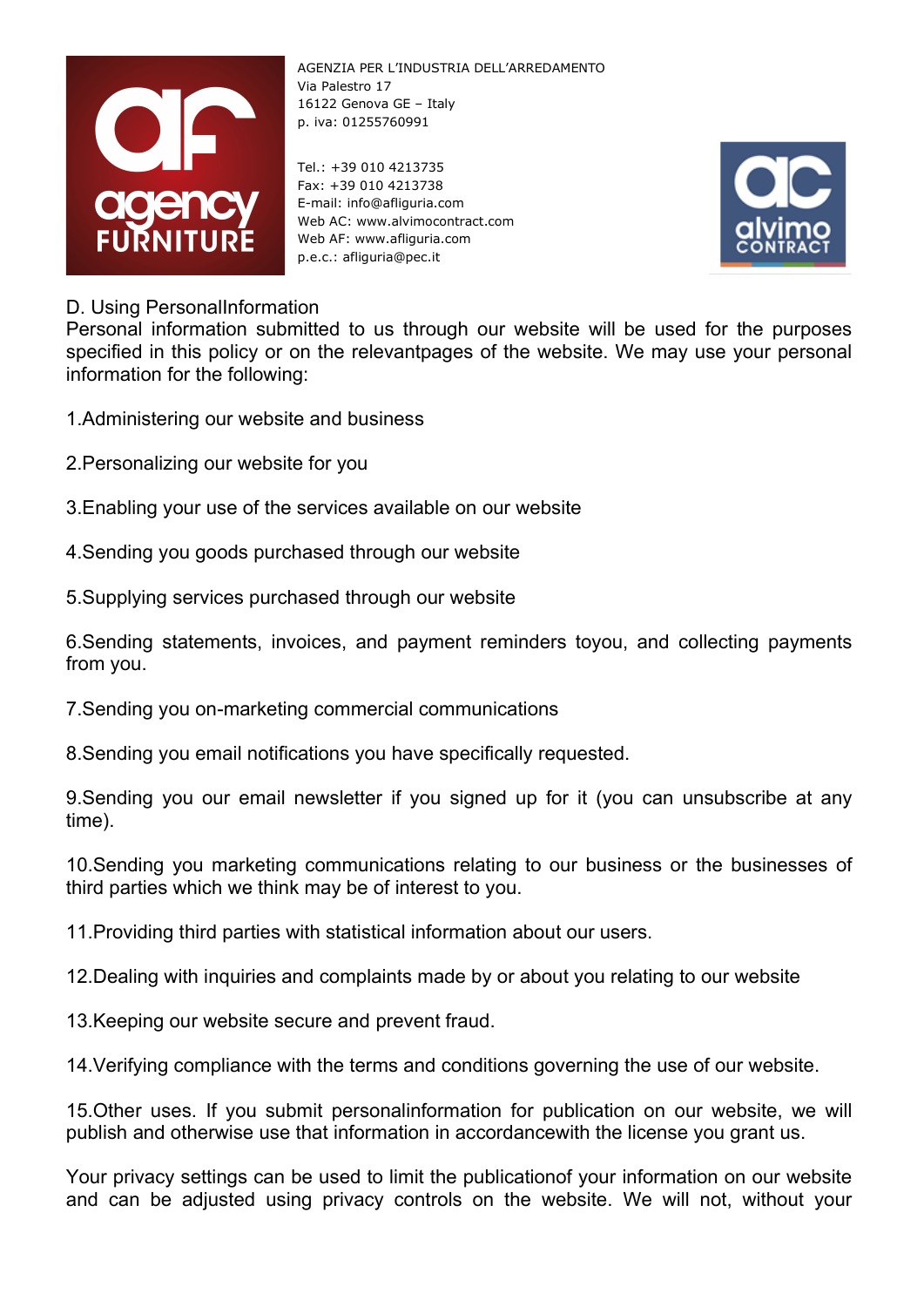D. Using PersonalInformation

Personal information submitted to us through our website will be used for the purposes specified in this policy or on the relevantpages of the website. We may use your personal information for the following:

1.Administering our website and business

2.Personalizing our website for you

3.Enabling your use of the services available on our website

4.Sending you goods purchased through our website

5.Supplying services purchased through our website

6.Sending statements, invoices, and payment reminders toyou, and collecting payments from you.

7.Sending you on-marketing commercial communications

8.Sending you email notifications you have specifically requested.

9.Sending you our email newsletter if you signed up for it (you can unsubscribe at any time).

10.Sending you marketing communications relating to our business or the businesses of third parties which we think may be of interest to you.

11.Providing third parties with statistical information about our users.

12.Dealing with inquiries and complaints made by or about you relating to our website

13.Keeping our website secure and prevent fraud.

14.Verifying compliance with the terms and conditions governing the use of our website.

15.Other uses. If you submit personalinformation for publication on our website, we will publish and otherwise use that information in accordancewith the license you grant us.

Your privacy settings can be used to limit the publicationof your information on our website and can be adjusted using privacy controls on the website. We will not, without your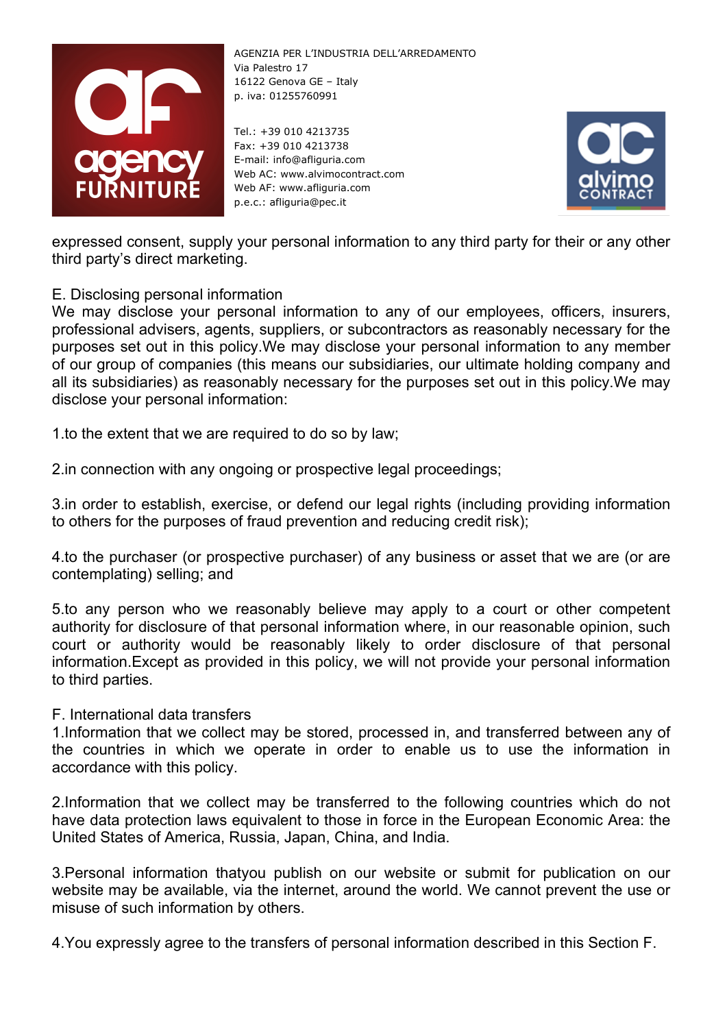expressed consent, supply your personal information to any third party for their or any other third party's direct marketing.

E. Disclosing personal information

We may disclose your personal information to any of our employees, officers, insurers, professional advisers, agents, suppliers, or subcontractors as reasonably necessary for the purposes set out in this policy.We may disclose your personal information to any member of our group of companies (this means our subsidiaries, our ultimate holding company and all its subsidiaries) as reasonably necessary for the purposes set out in this policy.We may disclose your personal information:

1.to the extent that we are required to do so by law;

2.in connection with any ongoing or prospective legal proceedings;

3.in order to establish, exercise, or defend our legal rights (including providing information to others for the purposes of fraud prevention and reducing credit risk);

4.to the purchaser (or prospective purchaser) of any business or asset that we are (or are contemplating) selling; and

5.to any person who we reasonably believe may apply to a court or other competent authority for disclosure of that personal information where, in our reasonable opinion, such court or authority would be reasonably likely to order disclosure of that personal information.Except as provided in this policy, we will not provide your personal information to third parties.

F. International data transfers

1.Information that we collect may be stored, processed in, and transferred between any of the countries in which we operate in order to enable us to use the information in accordance with this policy.

2.Information that we collect may be transferred to the following countries which do not have data protection laws equivalent to those in force in the European Economic Area: the United States of America, Russia, Japan, China, and India.

3.Personal information thatyou publish on our website or submit for publication on our website may be available, via the internet, around the world. We cannot prevent the use or misuse of such information by others.

4.You expressly agree to the transfers of personal information described in this Section F.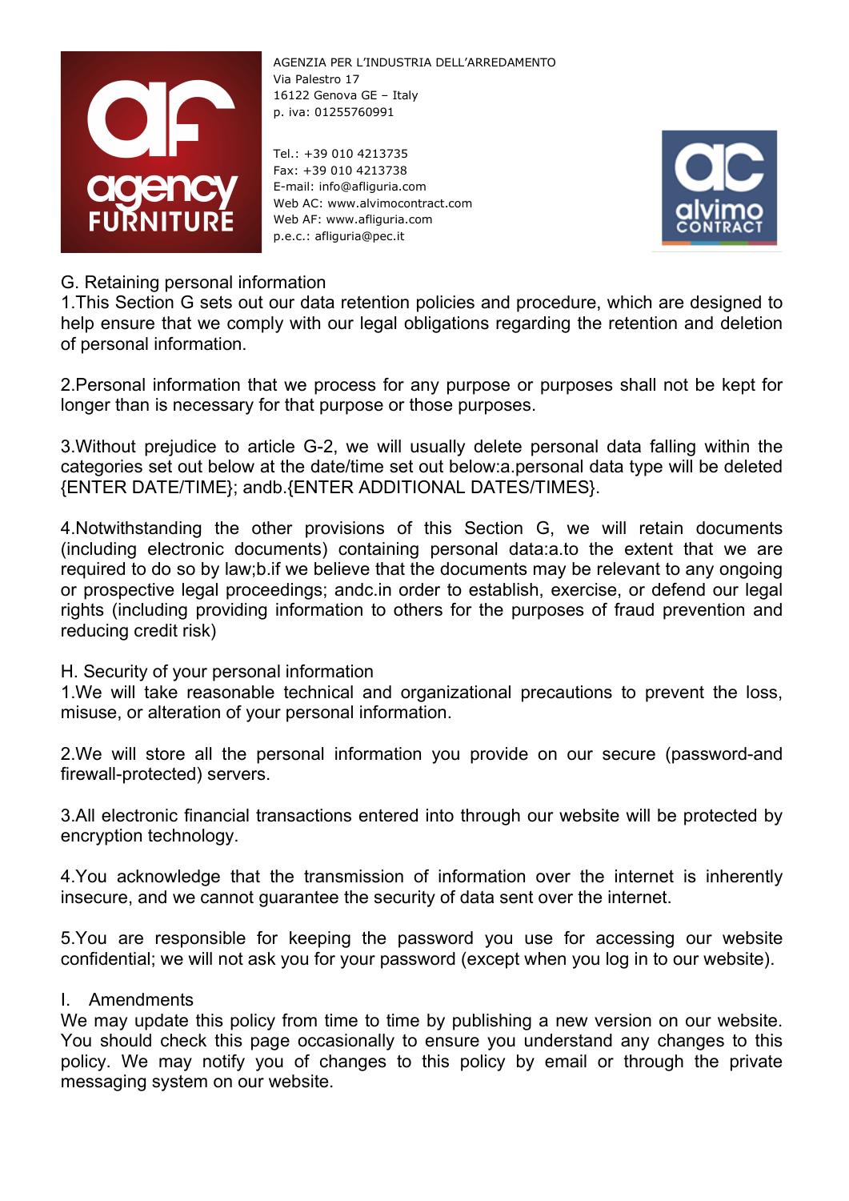AGENZIA PER L'INDUSTRIA DELL'ARREDAMENTO
Via Palestro 17
16122 Genova GE – Italy
p. iva: 01255760991

Tel.: +39 010 4213735
Fax: +39 010 4213738
E-mail: info@afliguria.com
Web AC: www.alvimocontract.com
Web AF: www.afliguria.com
p.e.c.: afliguria@pec.it

## G. Retaining personal information

1.This Section G sets out our data retention policies and procedure, which are designed to help ensure that we comply with our legal obligations regarding the retention and deletion of personal information.

2.Personal information that we process for any purpose or purposes shall not be kept for longer than is necessary for that purpose or those purposes.

3.Without prejudice to article G-2, we will usually delete personal data falling within the categories set out below at the date/time set out below:a.personal data type will be deleted {ENTER DATE/TIME}; andb.{ENTER ADDITIONAL DATES/TIMES}.

4.Notwithstanding the other provisions of this Section G, we will retain documents (including electronic documents) containing personal data:a.to the extent that we are required to do so by law;b.if we believe that the documents may be relevant to any ongoing or prospective legal proceedings; andc.in order to establish, exercise, or defend our legal rights (including providing information to others for the purposes of fraud prevention and reducing credit risk)

## H. Security of your personal information

1.We will take reasonable technical and organizational precautions to prevent the loss, misuse, or alteration of your personal information.

2.We will store all the personal information you provide on our secure (password-and firewall-protected) servers.

3.All electronic financial transactions entered into through our website will be protected by encryption technology.

4.You acknowledge that the transmission of information over the internet is inherently insecure, and we cannot guarantee the security of data sent over the internet.

5.You are responsible for keeping the password you use for accessing our website confidential; we will not ask you for your password (except when you log in to our website).

## I. Amendments

We may update this policy from time to time by publishing a new version on our website. You should check this page occasionally to ensure you understand any changes to this policy. We may notify you of changes to this policy by email or through the private messaging system on our website.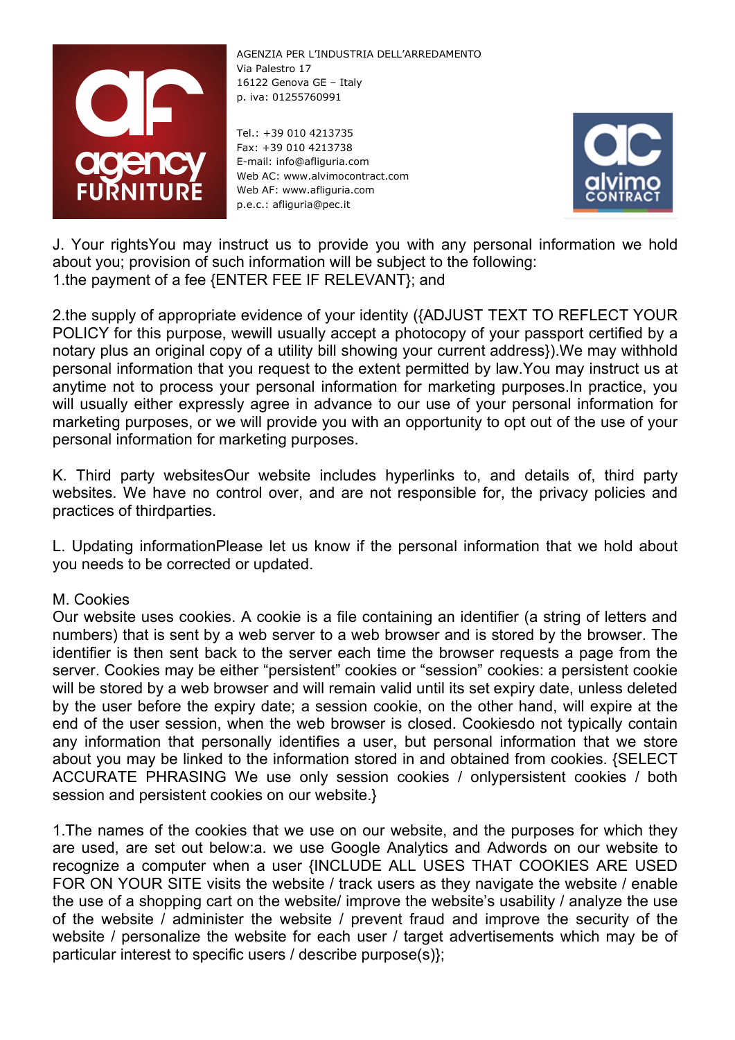J. Your rightsYou may instruct us to provide you with any personal information we hold about you; provision of such information will be subject to the following:
1.the payment of a fee {ENTER FEE IF RELEVANT}; and

2.the supply of appropriate evidence of your identity ({ADJUST TEXT TO REFLECT YOUR POLICY for this purpose, wewill usually accept a photocopy of your passport certified by a notary plus an original copy of a utility bill showing your current address}).We may withhold personal information that you request to the extent permitted by law.You may instruct us at anytime not to process your personal information for marketing purposes.In practice, you will usually either expressly agree in advance to our use of your personal information for marketing purposes, or we will provide you with an opportunity to opt out of the use of your personal information for marketing purposes.

K. Third party websitesOur website includes hyperlinks to, and details of, third party websites. We have no control over, and are not responsible for, the privacy policies and practices of thirdparties.

L. Updating informationPlease let us know if the personal information that we hold about you needs to be corrected or updated.

M. Cookies
Our website uses cookies. A cookie is a file containing an identifier (a string of letters and numbers) that is sent by a web server to a web browser and is stored by the browser. The identifier is then sent back to the server each time the browser requests a page from the server. Cookies may be either "persistent" cookies or "session" cookies: a persistent cookie will be stored by a web browser and will remain valid until its set expiry date, unless deleted by the user before the expiry date; a session cookie, on the other hand, will expire at the end of the user session, when the web browser is closed. Cookiesdo not typically contain any information that personally identifies a user, but personal information that we store about you may be linked to the information stored in and obtained from cookies. {SELECT ACCURATE PHRASING We use only session cookies / onlypersistent cookies / both session and persistent cookies on our website.}

1.The names of the cookies that we use on our website, and the purposes for which they are used, are set out below:a. we use Google Analytics and Adwords on our website to recognize a computer when a user {INCLUDE ALL USES THAT COOKIES ARE USED FOR ON YOUR SITE visits the website / track users as they navigate the website / enable the use of a shopping cart on the website/ improve the website's usability / analyze the use of the website / administer the website / prevent fraud and improve the security of the website / personalize the website for each user / target advertisements which may be of particular interest to specific users / describe purpose(s)};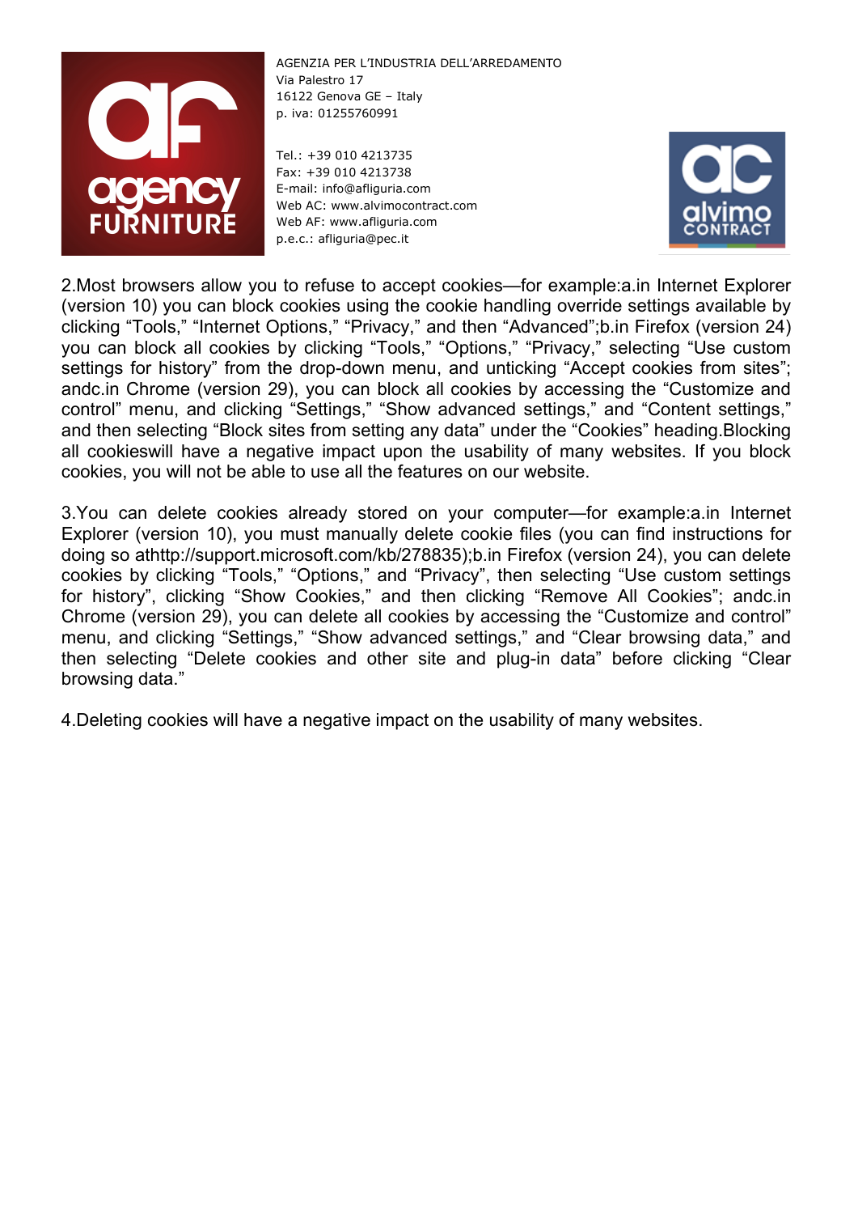AGENZIA PER L'INDUSTRIA DELL'ARREDAMENTO
Via Palestro 17
16122 Genova GE – Italy
p. iva: 01255760991

Tel.: +39 010 4213735
Fax: +39 010 4213738
E-mail: info@afliguria.com
Web AC: www.alvimocontract.com
Web AF: www.afliguria.com
p.e.c.: afliguria@pec.it

2.Most browsers allow you to refuse to accept cookies—for example:a.in Internet Explorer (version 10) you can block cookies using the cookie handling override settings available by clicking "Tools," "Internet Options," "Privacy," and then "Advanced";b.in Firefox (version 24) you can block all cookies by clicking "Tools," "Options," "Privacy," selecting "Use custom settings for history" from the drop-down menu, and unticking "Accept cookies from sites"; andc.in Chrome (version 29), you can block all cookies by accessing the "Customize and control" menu, and clicking "Settings," "Show advanced settings," and "Content settings," and then selecting "Block sites from setting any data" under the "Cookies" heading.Blocking all cookieswill have a negative impact upon the usability of many websites. If you block cookies, you will not be able to use all the features on our website.

3.You can delete cookies already stored on your computer—for example:a.in Internet Explorer (version 10), you must manually delete cookie files (you can find instructions for doing so athttp://support.microsoft.com/kb/278835);b.in Firefox (version 24), you can delete cookies by clicking "Tools," "Options," and "Privacy", then selecting "Use custom settings for history", clicking "Show Cookies," and then clicking "Remove All Cookies"; andc.in Chrome (version 29), you can delete all cookies by accessing the "Customize and control" menu, and clicking "Settings," "Show advanced settings," and "Clear browsing data," and then selecting "Delete cookies and other site and plug-in data" before clicking "Clear browsing data."

4.Deleting cookies will have a negative impact on the usability of many websites.